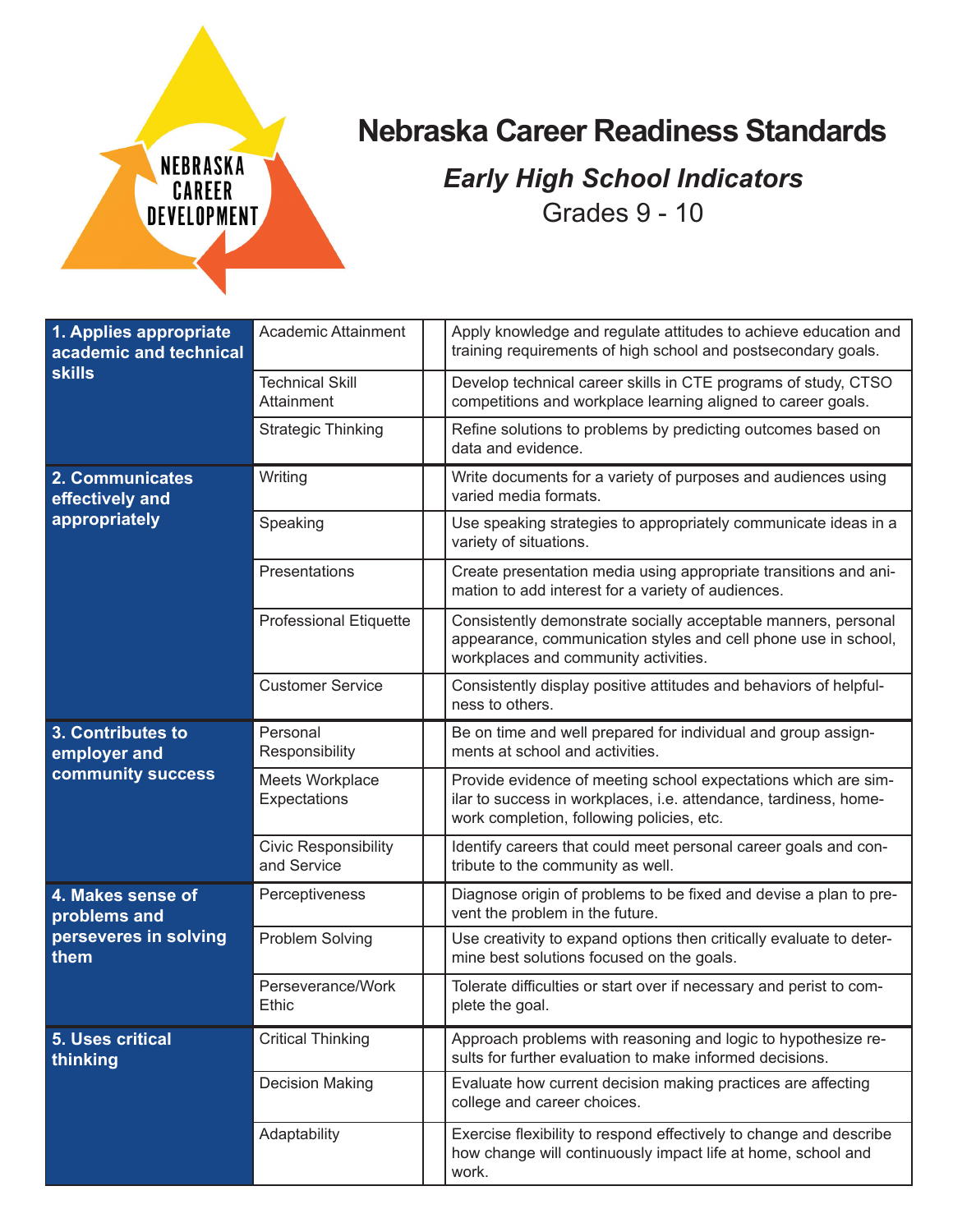NEBRASKA CAREER DEVELOPMENT

# Nebraska Career Readiness Standards

## *Early High School Indicators*

Grades 9 - 10

| | | | |
|---|---|---|---|
| **1. Applies appropriate academic and technical skills** | Academic Attainment | | Apply knowledge and regulate attitudes to achieve education and training requirements of high school and postsecondary goals. |
| | Technical Skill Attainment | | Develop technical career skills in CTE programs of study, CTSO competitions and workplace learning aligned to career goals. |
| | Strategic Thinking | | Refine solutions to problems by predicting outcomes based on data and evidence. |
| **2. Communicates effectively and appropriately** | Writing | | Write documents for a variety of purposes and audiences using varied media formats. |
| | Speaking | | Use speaking strategies to appropriately communicate ideas in a variety of situations. |
| | Presentations | | Create presentation media using appropriate transitions and animation to add interest for a variety of audiences. |
| | Professional Etiquette | | Consistently demonstrate socially acceptable manners, personal appearance, communication styles and cell phone use in school, workplaces and community activities. |
| | Customer Service | | Consistently display positive attitudes and behaviors of helpfulness to others. |
| **3. Contributes to employer and community success** | Personal Responsibility | | Be on time and well prepared for individual and group assignments at school and activities. |
| | Meets Workplace Expectations | | Provide evidence of meeting school expectations which are similar to success in workplaces, i.e. attendance, tardiness, homework completion, following policies, etc. |
| | Civic Responsibility and Service | | Identify careers that could meet personal career goals and contribute to the community as well. |
| **4. Makes sense of problems and perseveres in solving them** | Perceptiveness | | Diagnose origin of problems to be fixed and devise a plan to prevent the problem in the future. |
| | Problem Solving | | Use creativity to expand options then critically evaluate to determine best solutions focused on the goals. |
| | Perseverance/Work Ethic | | Tolerate difficulties or start over if necessary and perist to complete the goal. |
| **5. Uses critical thinking** | Critical Thinking | | Approach problems with reasoning and logic to hypothesize results for further evaluation to make informed decisions. |
| | Decision Making | | Evaluate how current decision making practices are affecting college and career choices. |
| | Adaptability | | Exercise flexibility to respond effectively to change and describe how change will continuously impact life at home, school and work. |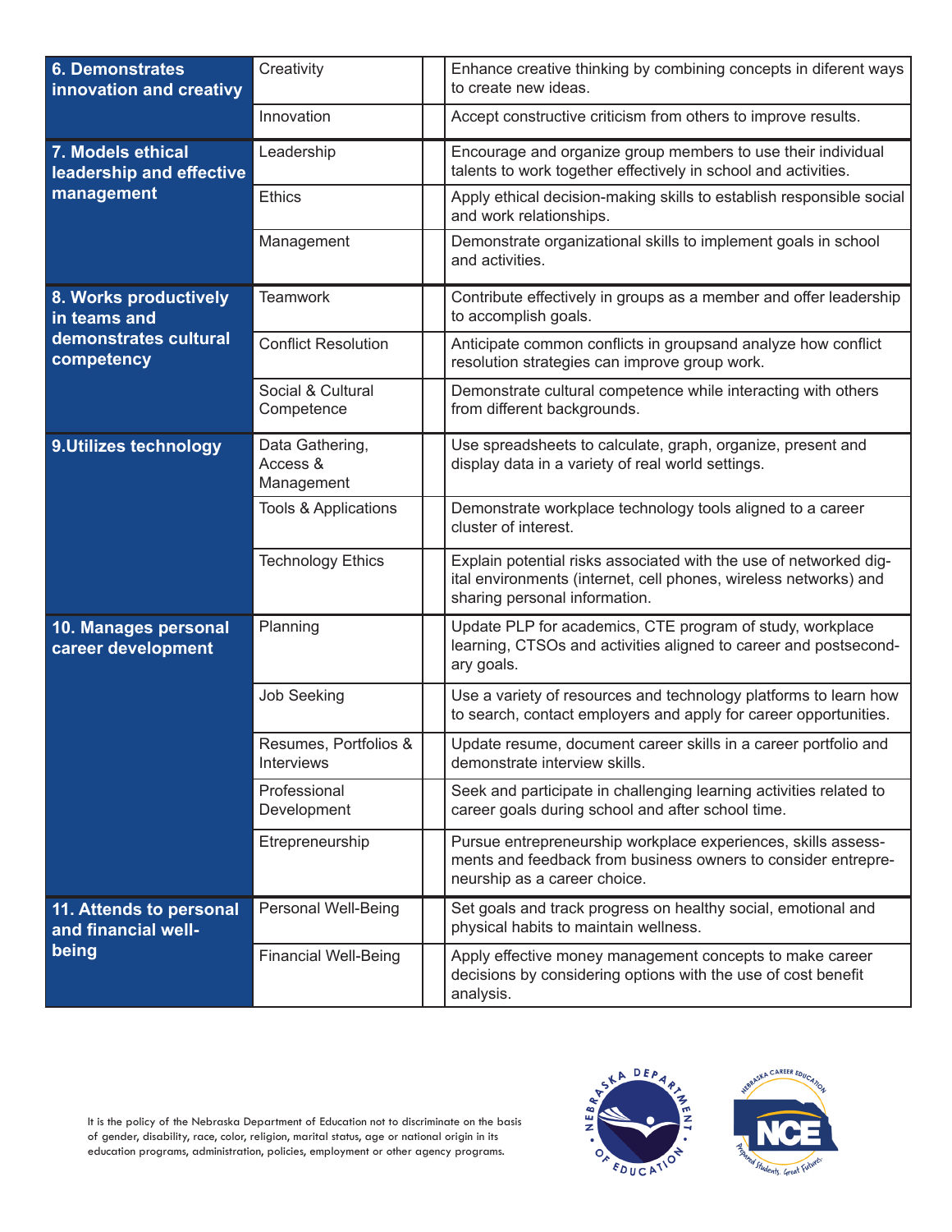| | | | |
|---|---|---|---|
| **6. Demonstrates innovation and creativy** | Creativity | | Enhance creative thinking by combining concepts in diferent ways to create new ideas. |
| | Innovation | | Accept constructive criticism from others to improve results. |
| **7. Models ethical leadership and effective management** | Leadership | | Encourage and organize group members to use their individual talents to work together effectively in school and activities. |
| | Ethics | | Apply ethical decision-making skills to establish responsible social and work relationships. |
| | Management | | Demonstrate organizational skills to implement goals in school and activities. |
| **8. Works productively in teams and demonstrates cultural competency** | Teamwork | | Contribute effectively in groups as a member and offer leadership to accomplish goals. |
| | Conflict Resolution | | Anticipate common conflicts in groupsand analyze how conflict resolution strategies can improve group work. |
| | Social & Cultural Competence | | Demonstrate cultural competence while interacting with others from different backgrounds. |
| **9.Utilizes technology** | Data Gathering, Access & Management | | Use spreadsheets to calculate, graph, organize, present and display data in a variety of real world settings. |
| | Tools & Applications | | Demonstrate workplace technology tools aligned to a career cluster of interest. |
| | Technology Ethics | | Explain potential risks associated with the use of networked digital environments (internet, cell phones, wireless networks) and sharing personal information. |
| **10. Manages personal career development** | Planning | | Update PLP for academics, CTE program of study, workplace learning, CTSOs and activities aligned to career and postsecondary goals. |
| | Job Seeking | | Use a variety of resources and technology platforms to learn how to search, contact employers and apply for career opportunities. |
| | Resumes, Portfolios & Interviews | | Update resume, document career skills in a career portfolio and demonstrate interview skills. |
| | Professional Development | | Seek and participate in challenging learning activities related to career goals during school and after school time. |
| | Etrepreneurship | | Pursue entrepreneurship workplace experiences, skills assessments and feedback from business owners to consider entrepreneurship as a career choice. |
| **11. Attends to personal and financial well-being** | Personal Well-Being | | Set goals and track progress on healthy social, emotional and physical habits to maintain wellness. |
| | Financial Well-Being | | Apply effective money management concepts to make career decisions by considering options with the use of cost benefit analysis. |

It is the policy of the Nebraska Department of Education not to discriminate on the basis of gender, disability, race, color, religion, marital status, age or national origin in its education programs, administration, policies, employment or other agency programs.